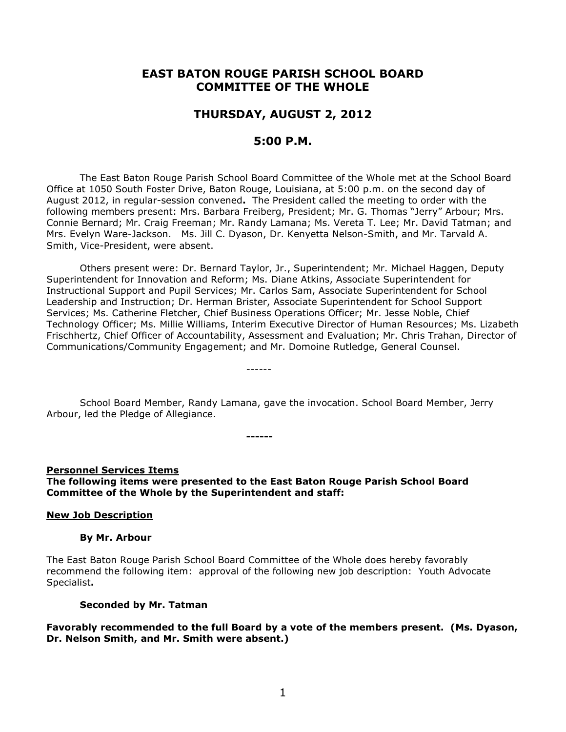# EAST BATON ROUGE PARISH SCHOOL BOARD COMMITTEE OF THE WHOLE

## THURSDAY, AUGUST 2, 2012

## 5:00 P.M.

The East Baton Rouge Parish School Board Committee of the Whole met at the School Board Office at 1050 South Foster Drive, Baton Rouge, Louisiana, at 5:00 p.m. on the second day of August 2012, in regular-session convened**.** The President called the meeting to order with the following members present: Mrs. Barbara Freiberg, President; Mr. G. Thomas "Jerry" Arbour; Mrs. Connie Bernard; Mr. Craig Freeman; Mr. Randy Lamana; Ms. Vereta T. Lee; Mr. David Tatman; and Mrs. Evelyn Ware-Jackson. Ms. Jill C. Dyason, Dr. Kenyetta Nelson-Smith, and Mr. Tarvald A. Smith, Vice-President, were absent.

Others present were: Dr. Bernard Taylor, Jr., Superintendent; Mr. Michael Haggen, Deputy Superintendent for Innovation and Reform; Ms. Diane Atkins, Associate Superintendent for Instructional Support and Pupil Services; Mr. Carlos Sam, Associate Superintendent for School Leadership and Instruction; Dr. Herman Brister, Associate Superintendent for School Support Services; Ms. Catherine Fletcher, Chief Business Operations Officer; Mr. Jesse Noble, Chief Technology Officer; Ms. Millie Williams, Interim Executive Director of Human Resources; Ms. Lizabeth Frischhertz, Chief Officer of Accountability, Assessment and Evaluation; Mr. Chris Trahan, Director of Communications/Community Engagement; and Mr. Domoine Rutledge, General Counsel.

------

School Board Member, Randy Lamana, gave the invocation. School Board Member, Jerry Arbour, led the Pledge of Allegiance.

**------**

**Personnel Services Items**

**The following items were presented to the East Baton Rouge Parish School Board Committee of the Whole by the Superintendent and staff:**

**New Job Description**

**By Mr. Arbour**

The East Baton Rouge Parish School Board Committee of the Whole does hereby favorably recommend the following item: approval of the following new job description: Youth Advocate Specialist**.**

**Seconded by Mr. Tatman**

**Favorably recommended to the full Board by a vote of the members present. (Ms. Dyason, Dr. Nelson Smith, and Mr. Smith were absent.)**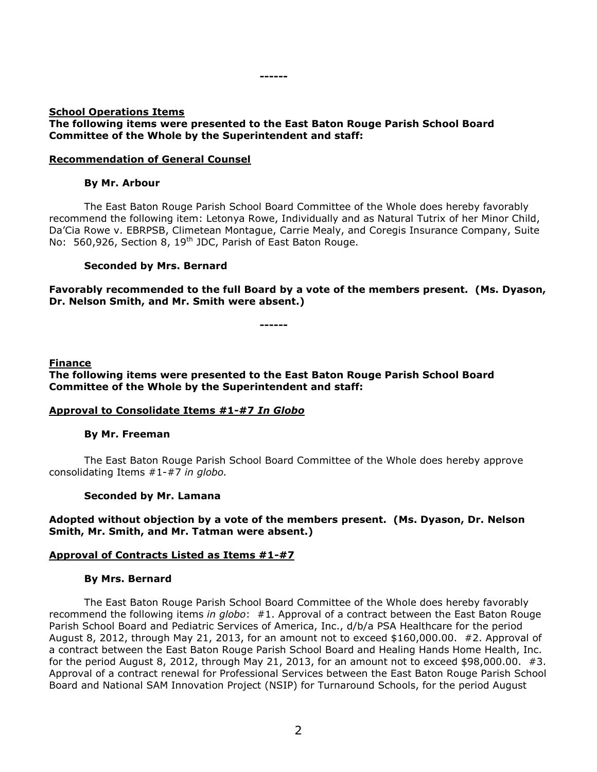------

**School Operations Items**

**The following items were presented to the East Baton Rouge Parish School Board Committee of the Whole by the Superintendent and staff:**

**Recommendation of General Counsel**

**By Mr. Arbour**

The East Baton Rouge Parish School Board Committee of the Whole does hereby favorably recommend the following item: Letonya Rowe, Individually and as Natural Tutrix of her Minor Child, Da'Cia Rowe v. EBRPSB, Climetean Montague, Carrie Mealy, and Coregis Insurance Company, Suite No: 560,926, Section 8, 19th JDC, Parish of East Baton Rouge.

**Seconded by Mrs. Bernard**

**Favorably recommended to the full Board by a vote of the members present. (Ms. Dyason, Dr. Nelson Smith, and Mr. Smith were absent.)**

------

**Finance**

**The following items were presented to the East Baton Rouge Parish School Board Committee of the Whole by the Superintendent and staff:**

**Approval to Consolidate Items #1-#7 *In Globo***

**By Mr. Freeman**

The East Baton Rouge Parish School Board Committee of the Whole does hereby approve consolidating Items #1-#7 *in globo.*

**Seconded by Mr. Lamana**

**Adopted without objection by a vote of the members present. (Ms. Dyason, Dr. Nelson Smith, Mr. Smith, and Mr. Tatman were absent.)**

**Approval of Contracts Listed as Items #1-#7**

**By Mrs. Bernard**

The East Baton Rouge Parish School Board Committee of the Whole does hereby favorably recommend the following items *in globo*: #1. Approval of a contract between the East Baton Rouge Parish School Board and Pediatric Services of America, Inc., d/b/a PSA Healthcare for the period August 8, 2012, through May 21, 2013, for an amount not to exceed $160,000.00. #2. Approval of a contract between the East Baton Rouge Parish School Board and Healing Hands Home Health, Inc. for the period August 8, 2012, through May 21, 2013, for an amount not to exceed $98,000.00. #3. Approval of a contract renewal for Professional Services between the East Baton Rouge Parish School Board and National SAM Innovation Project (NSIP) for Turnaround Schools, for the period August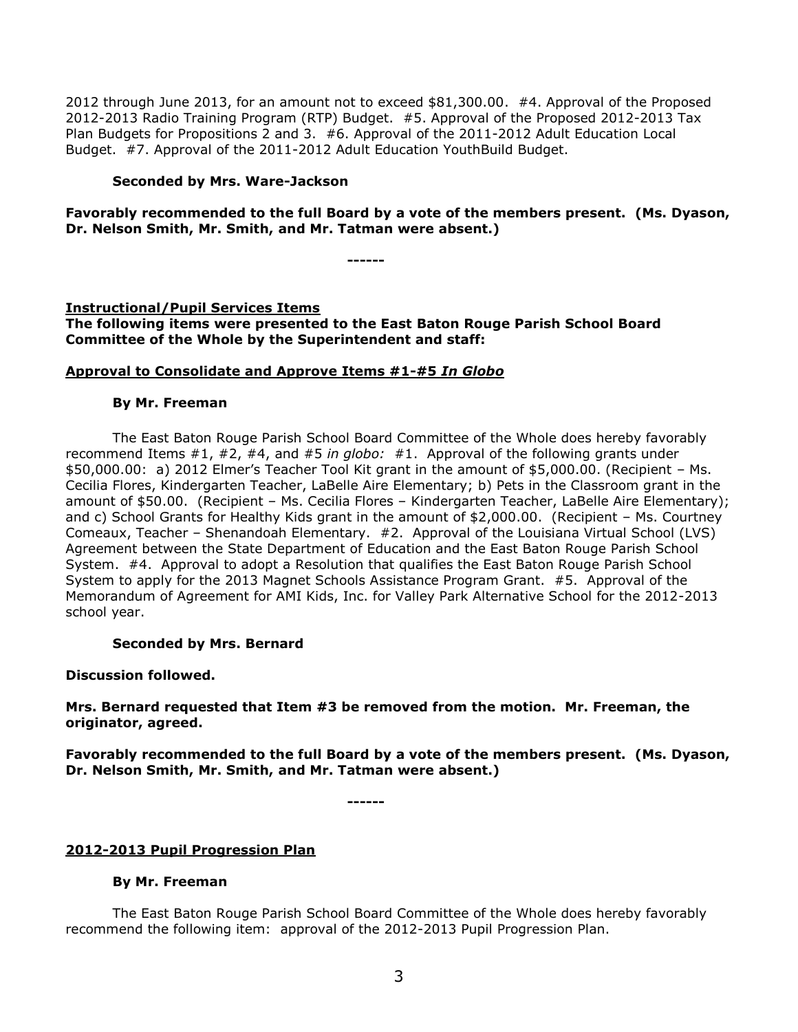2012 through June 2013, for an amount not to exceed $81,300.00. #4. Approval of the Proposed 2012-2013 Radio Training Program (RTP) Budget. #5. Approval of the Proposed 2012-2013 Tax Plan Budgets for Propositions 2 and 3. #6. Approval of the 2011-2012 Adult Education Local Budget. #7. Approval of the 2011-2012 Adult Education YouthBuild Budget.

**Seconded by Mrs. Ware-Jackson**

**Favorably recommended to the full Board by a vote of the members present. (Ms. Dyason, Dr. Nelson Smith, Mr. Smith, and Mr. Tatman were absent.)**

**------**

**Instructional/Pupil Services Items**
**The following items were presented to the East Baton Rouge Parish School Board Committee of the Whole by the Superintendent and staff:**

**Approval to Consolidate and Approve Items #1-#5 *In Globo***

**By Mr. Freeman**

The East Baton Rouge Parish School Board Committee of the Whole does hereby favorably recommend Items #1, #2, #4, and #5 *in globo:* #1. Approval of the following grants under $50,000.00: a) 2012 Elmer's Teacher Tool Kit grant in the amount of $5,000.00. (Recipient – Ms. Cecilia Flores, Kindergarten Teacher, LaBelle Aire Elementary; b) Pets in the Classroom grant in the amount of $50.00. (Recipient – Ms. Cecilia Flores – Kindergarten Teacher, LaBelle Aire Elementary); and c) School Grants for Healthy Kids grant in the amount of $2,000.00. (Recipient – Ms. Courtney Comeaux, Teacher – Shenandoah Elementary. #2. Approval of the Louisiana Virtual School (LVS) Agreement between the State Department of Education and the East Baton Rouge Parish School System. #4. Approval to adopt a Resolution that qualifies the East Baton Rouge Parish School System to apply for the 2013 Magnet Schools Assistance Program Grant. #5. Approval of the Memorandum of Agreement for AMI Kids, Inc. for Valley Park Alternative School for the 2012-2013 school year.

**Seconded by Mrs. Bernard**

**Discussion followed.**

**Mrs. Bernard requested that Item #3 be removed from the motion. Mr. Freeman, the originator, agreed.**

**Favorably recommended to the full Board by a vote of the members present. (Ms. Dyason, Dr. Nelson Smith, Mr. Smith, and Mr. Tatman were absent.)**

**------**

**2012-2013 Pupil Progression Plan**

**By Mr. Freeman**

The East Baton Rouge Parish School Board Committee of the Whole does hereby favorably recommend the following item: approval of the 2012-2013 Pupil Progression Plan.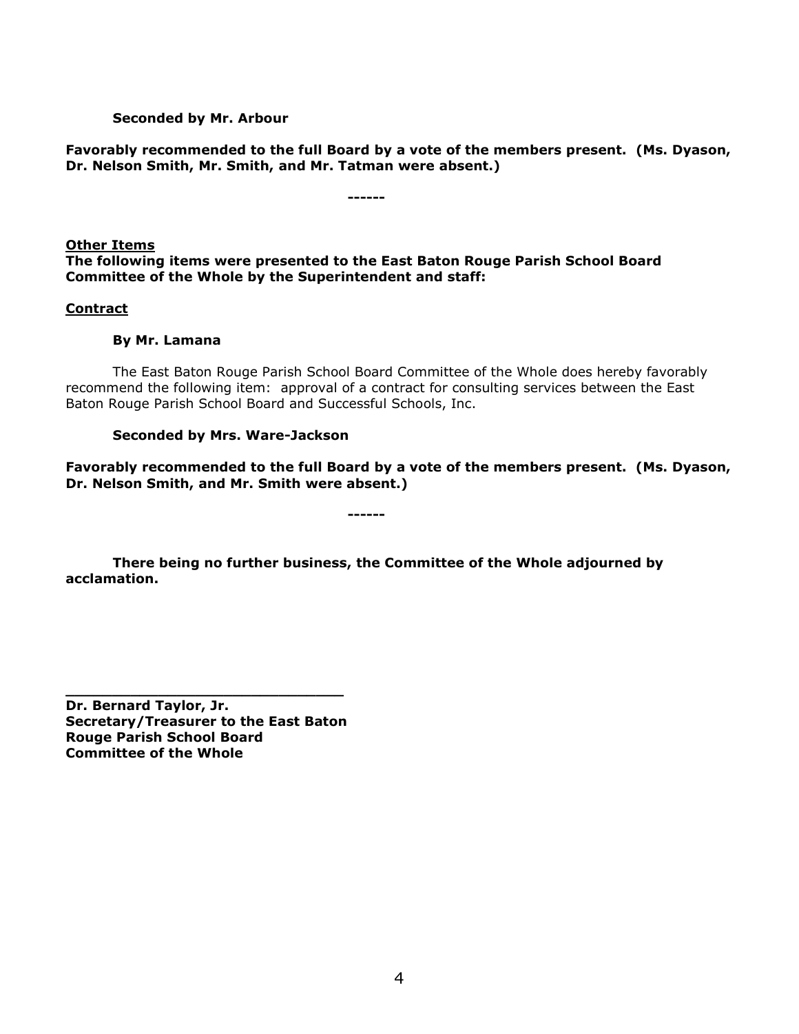**Seconded by Mr. Arbour**

**Favorably recommended to the full Board by a vote of the members present. (Ms. Dyason, Dr. Nelson Smith, Mr. Smith, and Mr. Tatman were absent.)**

**------**

**Other Items**

**The following items were presented to the East Baton Rouge Parish School Board Committee of the Whole by the Superintendent and staff:**

**Contract**

**By Mr. Lamana**

The East Baton Rouge Parish School Board Committee of the Whole does hereby favorably recommend the following item: approval of a contract for consulting services between the East Baton Rouge Parish School Board and Successful Schools, Inc.

**Seconded by Mrs. Ware-Jackson**

**Favorably recommended to the full Board by a vote of the members present. (Ms. Dyason, Dr. Nelson Smith, and Mr. Smith were absent.)**

**------**

**There being no further business, the Committee of the Whole adjourned by acclamation.**

________________________________

**Dr. Bernard Taylor, Jr.**
**Secretary/Treasurer to the East Baton Rouge Parish School Board Committee of the Whole**